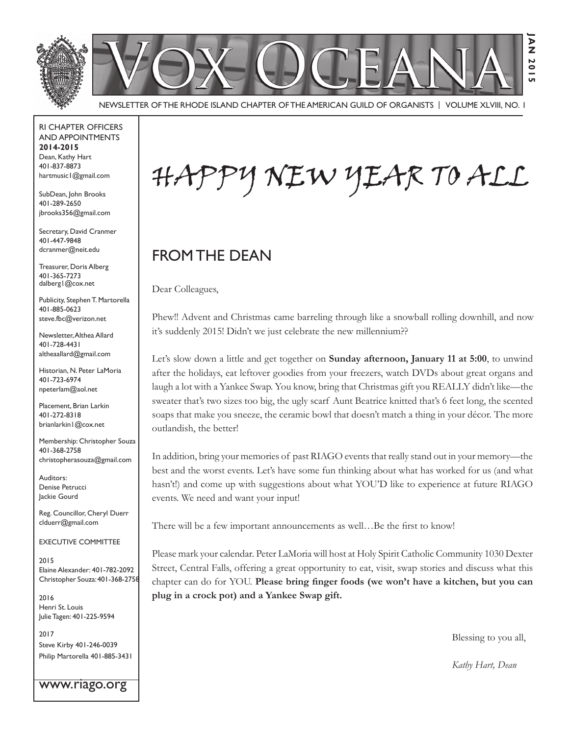# VOX OCEANA

NEWSLETTER OF THE RHODE ISLAND CHAPTER OF THE AMERICAN GUILD OF ORGANISTS | VOLUME XLVIII, NO. 1

JAN 2015

RI CHAPTER OFFICERS AND APPOINTMENTS
**2014-2015**

Dean, Kathy Hart
401-837-8873
hartmusic1@gmail.com

SubDean, John Brooks
401-289-2650
jbrooks356@gmail.com

Secretary, David Cranmer
401-447-9848
dcranmer@neit.edu

Treasurer, Doris Alberg
401-365-7273
dalberg1@cox.net

Publicity, Stephen T. Martorella
401-885-0623
steve.fbc@verizon.net

Newsletter, Althea Allard
401-728-4431
altheaallard@gmail.com

Historian, N. Peter LaMoria
401-723-6974
npeterlam@aol.net

Placement, Brian Larkin
401-272-8318
brianlarkin1@cox.net

Membership: Christopher Souza
401-368-2758
christopherasouza@gmail.com

Auditors:
Denise Petrucci
Jackie Gourd

Reg. Councillor, Cheryl Duerr
clduerr@gmail.com

EXECUTIVE COMMITTEE

2015
Elaine Alexander: 401-782-2092
Christopher Souza: 401-368-2758

2016
Henri St. Louis
Julie Tagen: 401-225-9594

2017
Steve Kirby 401-246-0039
Philip Martorella 401-885-3431

www.riago.org

# HAPPY NEW YEAR TO ALL

## FROM THE DEAN

Dear Colleagues,

Phew!! Advent and Christmas came barreling through like a snowball rolling downhill, and now it's suddenly 2015! Didn't we just celebrate the new millennium??

Let's slow down a little and get together on **Sunday afternoon, January 11 at 5:00**, to unwind after the holidays, eat leftover goodies from your freezers, watch DVDs about great organs and laugh a lot with a Yankee Swap. You know, bring that Christmas gift you REALLY didn't like—the sweater that's two sizes too big, the ugly scarf Aunt Beatrice knitted that's 6 feet long, the scented soaps that make you sneeze, the ceramic bowl that doesn't match a thing in your décor. The more outlandish, the better!

In addition, bring your memories of past RIAGO events that really stand out in your memory—the best and the worst events. Let's have some fun thinking about what has worked for us (and what hasn't!) and come up with suggestions about what YOU'D like to experience at future RIAGO events. We need and want your input!

There will be a few important announcements as well…Be the first to know!

Please mark your calendar. Peter LaMoria will host at Holy Spirit Catholic Community 1030 Dexter Street, Central Falls, offering a great opportunity to eat, visit, swap stories and discuss what this chapter can do for YOU. **Please bring finger foods (we won't have a kitchen, but you can plug in a crock pot) and a Yankee Swap gift.**

Blessing to you all,

*Kathy Hart, Dean*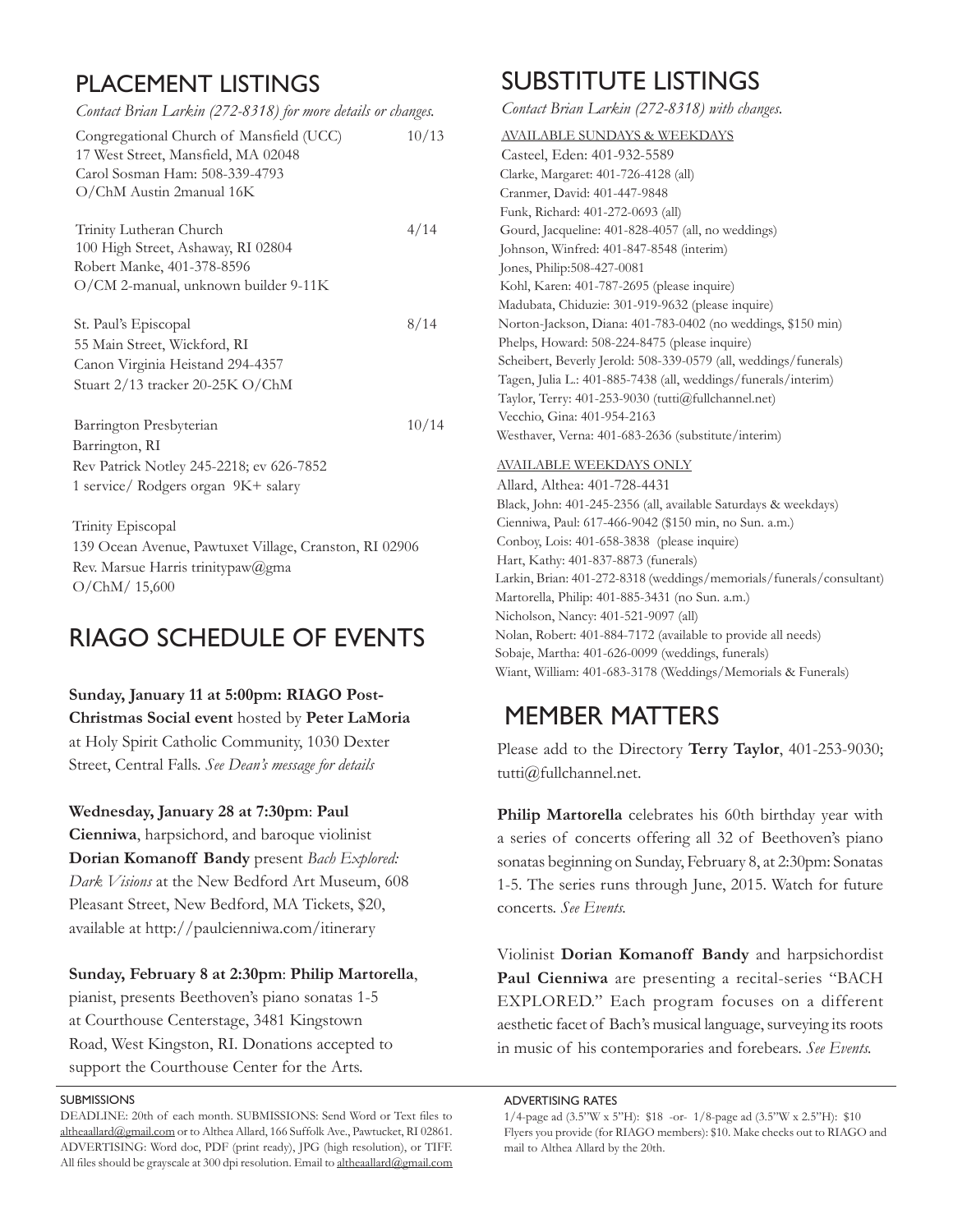## PLACEMENT LISTINGS

*Contact Brian Larkin (272-8318) for more details or changes.*

Congregational Church of Mansfield (UCC) 10/13
17 West Street, Mansfield, MA 02048
Carol Sosman Ham: 508-339-4793
O/ChM Austin 2manual 16K

Trinity Lutheran Church 4/14
100 High Street, Ashaway, RI 02804
Robert Manke, 401-378-8596
O/CM 2-manual, unknown builder 9-11K

St. Paul's Episcopal 8/14
55 Main Street, Wickford, RI
Canon Virginia Heistand 294-4357
Stuart 2/13 tracker 20-25K O/ChM

Barrington Presbyterian 10/14
Barrington, RI
Rev Patrick Notley 245-2218; ev 626-7852
1 service/ Rodgers organ 9K+ salary

Trinity Episcopal
139 Ocean Avenue, Pawtuxet Village, Cranston, RI 02906
Rev. Marsue Harris trinitypaw@gma
O/ChM/ 15,600

## RIAGO SCHEDULE OF EVENTS

**Sunday, January 11 at 5:00pm: RIAGO Post-Christmas Social event** hosted by **Peter LaMoria** at Holy Spirit Catholic Community, 1030 Dexter Street, Central Falls. *See Dean's message for details*

**Wednesday, January 28 at 7:30pm**: **Paul Cienniwa**, harpsichord, and baroque violinist **Dorian Komanoff Bandy** present *Bach Explored: Dark Visions* at the New Bedford Art Museum, 608 Pleasant Street, New Bedford, MA Tickets, $20, available at http://paulcienniwa.com/itinerary

**Sunday, February 8 at 2:30pm**: **Philip Martorella**, pianist, presents Beethoven's piano sonatas 1-5 at Courthouse Centerstage, 3481 Kingstown Road, West Kingston, RI. Donations accepted to support the Courthouse Center for the Arts.

## SUBSTITUTE LISTINGS

*Contact Brian Larkin (272-8318) with changes.*

AVAILABLE SUNDAYS & WEEKDAYS

Casteel, Eden: 401-932-5589
Clarke, Margaret: 401-726-4128 (all)
Cranmer, David: 401-447-9848
Funk, Richard: 401-272-0693 (all)
Gourd, Jacqueline: 401-828-4057 (all, no weddings)
Johnson, Winfred: 401-847-8548 (interim)
Jones, Philip:508-427-0081
Kohl, Karen: 401-787-2695 (please inquire)
Madubata, Chiduzie: 301-919-9632 (please inquire)
Norton-Jackson, Diana: 401-783-0402 (no weddings, $150 min)
Phelps, Howard: 508-224-8475 (please inquire)
Scheibert, Beverly Jerold: 508-339-0579 (all, weddings/funerals)
Tagen, Julia L.: 401-885-7438 (all, weddings/funerals/interim)
Taylor, Terry: 401-253-9030 (tutti@fullchannel.net)
Vecchio, Gina: 401-954-2163
Westhaver, Verna: 401-683-2636 (substitute/interim)

AVAILABLE WEEKDAYS ONLY

Allard, Althea: 401-728-4431
Black, John: 401-245-2356 (all, available Saturdays & weekdays)
Cienniwa, Paul: 617-466-9042 ($150 min, no Sun. a.m.)
Conboy, Lois: 401-658-3838 (please inquire)
Hart, Kathy: 401-837-8873 (funerals)
Larkin, Brian: 401-272-8318 (weddings/memorials/funerals/consultant)
Martorella, Philip: 401-885-3431 (no Sun. a.m.)
Nicholson, Nancy: 401-521-9097 (all)
Nolan, Robert: 401-884-7172 (available to provide all needs)
Sobaje, Martha: 401-626-0099 (weddings, funerals)
Wiant, William: 401-683-3178 (Weddings/Memorials & Funerals)

## MEMBER MATTERS

Please add to the Directory **Terry Taylor**, 401-253-9030; tutti@fullchannel.net.

**Philip Martorella** celebrates his 60th birthday year with a series of concerts offering all 32 of Beethoven's piano sonatas beginning on Sunday, February 8, at 2:30pm: Sonatas 1-5. The series runs through June, 2015. Watch for future concerts. *See Events.*

Violinist **Dorian Komanoff Bandy** and harpsichordist **Paul Cienniwa** are presenting a recital-series "BACH EXPLORED." Each program focuses on a different aesthetic facet of Bach's musical language, surveying its roots in music of his contemporaries and forebears. *See Events.*

SUBMISSIONS

DEADLINE: 20th of each month. SUBMISSIONS: Send Word or Text files to altheaallard@gmail.com or to Althea Allard, 166 Suffolk Ave., Pawtucket, RI 02861. ADVERTISING: Word doc, PDF (print ready), JPG (high resolution), or TIFF. All files should be grayscale at 300 dpi resolution. Email to altheaallard@gmail.com

ADVERTISING RATES

1/4-page ad (3.5"W x 5"H): $18 -or- 1/8-page ad (3.5"W x 2.5"H): $10
Flyers you provide (for RIAGO members): $10. Make checks out to RIAGO and mail to Althea Allard by the 20th.